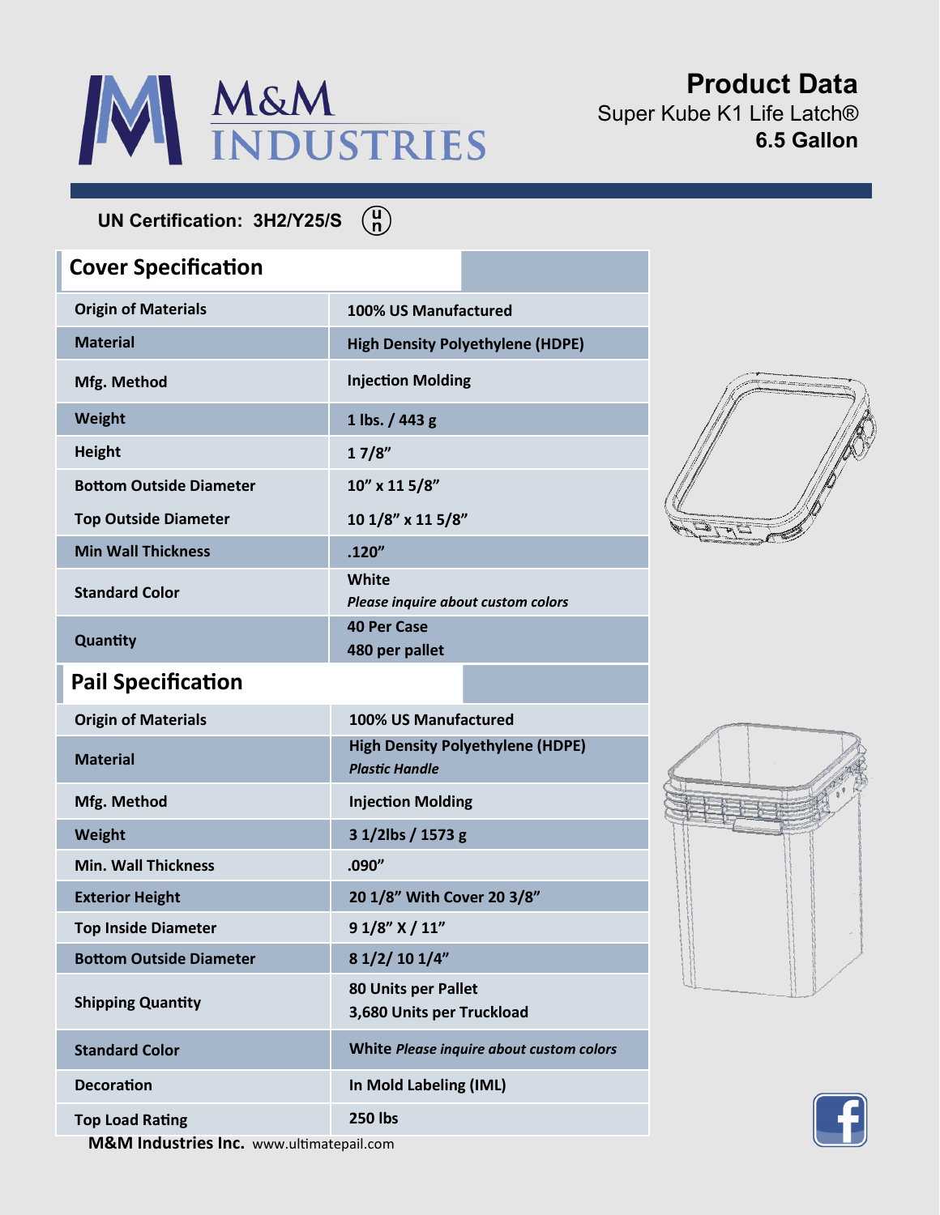# M&M INDUSTRIES

## Product Data

Super Kube K1 Life Latch®

**6.5 Gallon**

**UN Certification: 3H2/Y25/S**

## Cover Specification

| | |
|---|---|
| **Origin of Materials** | **100% US Manufactured** |
| **Material** | **High Density Polyethylene (HDPE)** |
| **Mfg. Method** | **Injection Molding** |
| **Weight** | **1 lbs. / 443 g** |
| **Height** | **1 7/8”** |
| **Bottom Outside Diameter** | **10” x 11 5/8”** |
| **Top Outside Diameter** | **10 1/8” x 11 5/8”** |
| **Min Wall Thickness** | **.120”** |
| **Standard Color** | **White** *Please inquire about custom colors* |
| **Quantity** | **40 Per Case** **480 per pallet** |

## Pail Specification

| | |
|---|---|
| **Origin of Materials** | **100% US Manufactured** |
| **Material** | **High Density Polyethylene (HDPE)** ***Plastic Handle*** |
| **Mfg. Method** | **Injection Molding** |
| **Weight** | **3 1/2lbs / 1573 g** |
| **Min. Wall Thickness** | **.090”** |
| **Exterior Height** | **20 1/8” With Cover 20 3/8”** |
| **Top Inside Diameter** | **9 1/8” X / 11”** |
| **Bottom Outside Diameter** | **8 1/2/ 10 1/4”** |
| **Shipping Quantity** | **80 Units per Pallet** **3,680 Units per Truckload** |
| **Standard Color** | **White** ***Please inquire about custom colors*** |
| **Decoration** | **In Mold Labeling (IML)** |
| **Top Load Rating** | **250 lbs** |

**M&M Industries Inc.** www.ultimatepail.com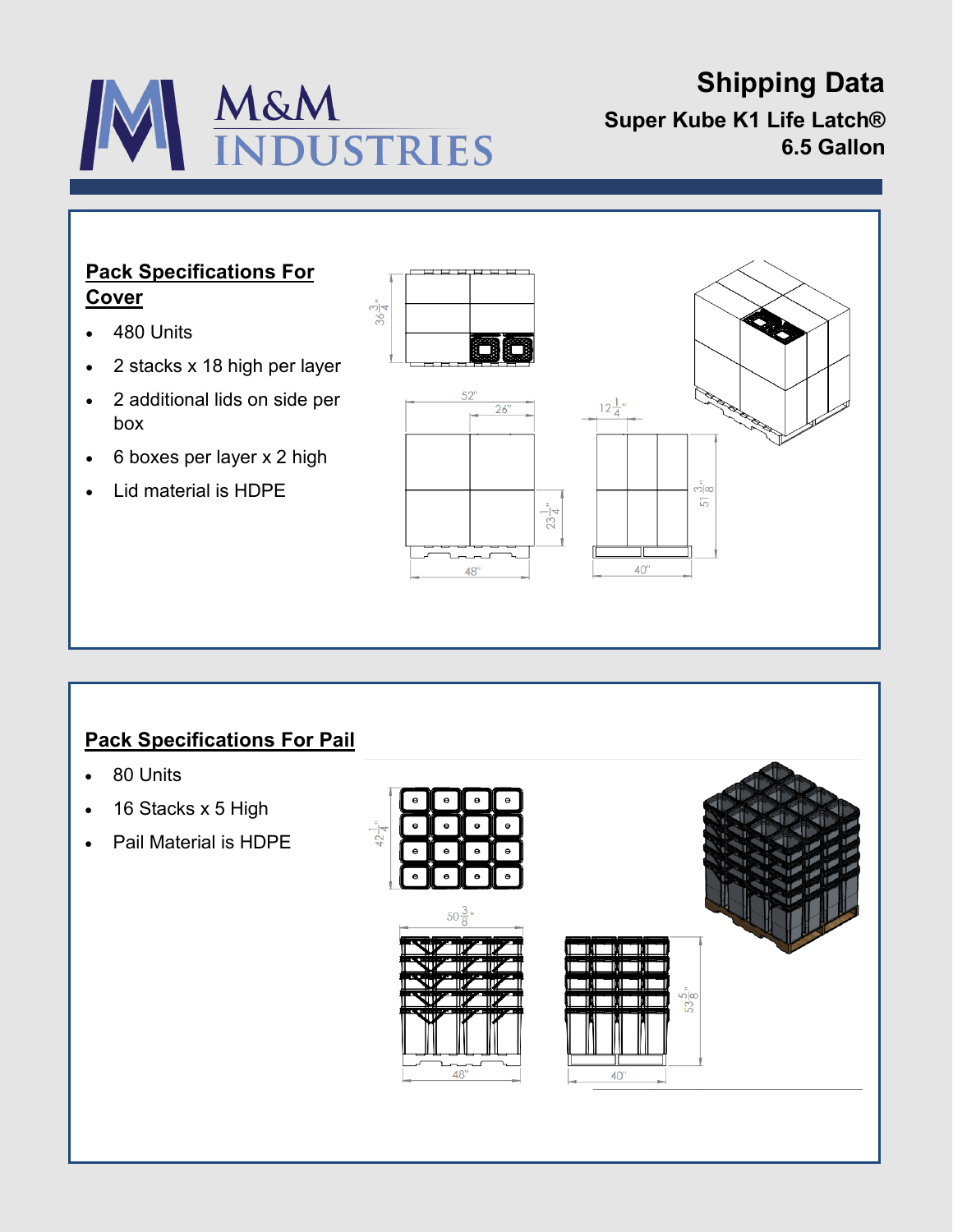# M&M INDUSTRIES

## Shipping Data

**Super Kube K1 Life Latch®**
**6.5 Gallon**

### Pack Specifications For Cover

- 480 Units
- 2 stacks x 18 high per layer
- 2 additional lids on side per box
- 6 boxes per layer x 2 high
- Lid material is HDPE

$36\frac{3}{4}$"

52"

26"

$12\frac{1}{4}$"

$23\frac{1}{4}$"

$51\frac{3}{8}$"

48"

40"

### Pack Specifications For Pail

- 80 Units
- 16 Stacks x 5 High
- Pail Material is HDPE

$42\frac{1}{4}$"

$50\frac{3}{8}$"

$53\frac{5}{8}$"

48"

40"